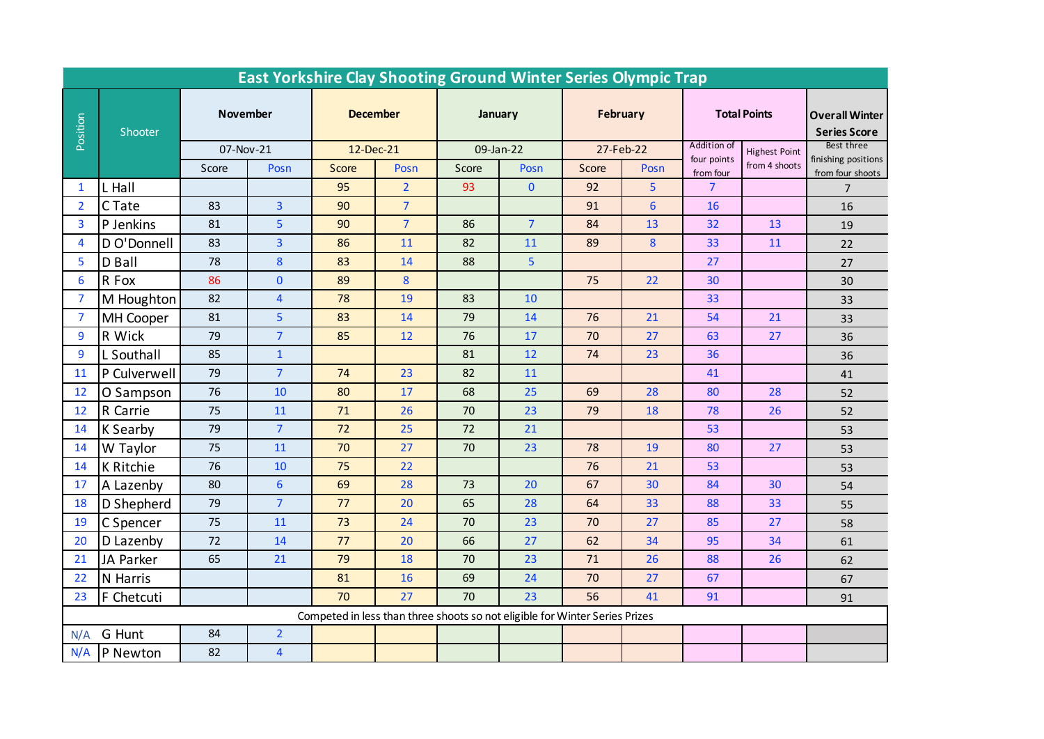# East Yorkshire Clay Shooting Ground Winter Series Olympic Trap

| Position | Shooter | November | | December | | January | | February | | Total Points | | Overall Winter Series Score |
|---|---|---|---|---|---|---|---|---|---|---|---|---|
| | | 07-Nov-21 | | 12-Dec-21 | | 09-Jan-22 | | 27-Feb-22 | | Addition of four points from four | Highest Point from 4 shoots | Best three finishing positions from four shoots |
| | | Score | Posn | Score | Posn | Score | Posn | Score | Posn | | | |
| 1 | L Hall | | | 95 | 2 | 93 | 0 | 92 | 5 | 7 | | 7 |
| 2 | C Tate | 83 | 3 | 90 | 7 | | | 91 | 6 | 16 | | 16 |
| 3 | P Jenkins | 81 | 5 | 90 | 7 | 86 | 7 | 84 | 13 | 32 | 13 | 19 |
| 4 | D O'Donnell | 83 | 3 | 86 | 11 | 82 | 11 | 89 | 8 | 33 | 11 | 22 |
| 5 | D Ball | 78 | 8 | 83 | 14 | 88 | 5 | | | 27 | | 27 |
| 6 | R Fox | 86 | 0 | 89 | 8 | | | 75 | 22 | 30 | | 30 |
| 7 | M Houghton | 82 | 4 | 78 | 19 | 83 | 10 | | | 33 | | 33 |
| 7 | MH Cooper | 81 | 5 | 83 | 14 | 79 | 14 | 76 | 21 | 54 | 21 | 33 |
| 9 | R Wick | 79 | 7 | 85 | 12 | 76 | 17 | 70 | 27 | 63 | 27 | 36 |
| 9 | L Southall | 85 | 1 | | | 81 | 12 | 74 | 23 | 36 | | 36 |
| 11 | P Culverwell | 79 | 7 | 74 | 23 | 82 | 11 | | | 41 | | 41 |
| 12 | O Sampson | 76 | 10 | 80 | 17 | 68 | 25 | 69 | 28 | 80 | 28 | 52 |
| 12 | R Carrie | 75 | 11 | 71 | 26 | 70 | 23 | 79 | 18 | 78 | 26 | 52 |
| 14 | K Searby | 79 | 7 | 72 | 25 | 72 | 21 | | | 53 | | 53 |
| 14 | W Taylor | 75 | 11 | 70 | 27 | 70 | 23 | 78 | 19 | 80 | 27 | 53 |
| 14 | K Ritchie | 76 | 10 | 75 | 22 | | | 76 | 21 | 53 | | 53 |
| 17 | A Lazenby | 80 | 6 | 69 | 28 | 73 | 20 | 67 | 30 | 84 | 30 | 54 |
| 18 | D Shepherd | 79 | 7 | 77 | 20 | 65 | 28 | 64 | 33 | 88 | 33 | 55 |
| 19 | C Spencer | 75 | 11 | 73 | 24 | 70 | 23 | 70 | 27 | 85 | 27 | 58 |
| 20 | D Lazenby | 72 | 14 | 77 | 20 | 66 | 27 | 62 | 34 | 95 | 34 | 61 |
| 21 | JA Parker | 65 | 21 | 79 | 18 | 70 | 23 | 71 | 26 | 88 | 26 | 62 |
| 22 | N Harris | | | 81 | 16 | 69 | 24 | 70 | 27 | 67 | | 67 |
| 23 | F Chetcuti | | | 70 | 27 | 70 | 23 | 56 | 41 | 91 | | 91 |
| Competed in less than three shoots so not eligible for Winter Series Prizes | | | | | | | | | | | | |
| N/A | G Hunt | 84 | 2 | | | | | | | | | |
| N/A | P Newton | 82 | 4 | | | | | | | | | |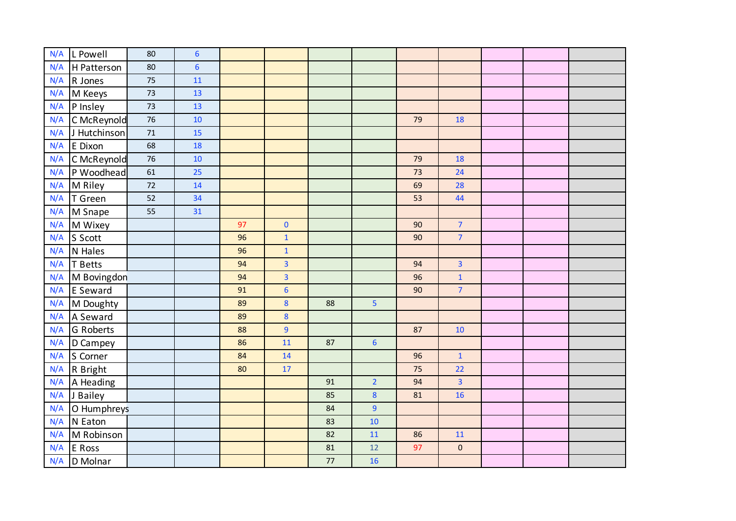| | | | | | | | | | | | | |
|---|---|---|---|---|---|---|---|---|---|---|---|---|
| N/A | L Powell | 80 | 6 | | | | | | | | | |
| N/A | H Patterson | 80 | 6 | | | | | | | | | |
| N/A | R Jones | 75 | 11 | | | | | | | | | |
| N/A | M Keeys | 73 | 13 | | | | | | | | | |
| N/A | P Insley | 73 | 13 | | | | | | | | | |
| N/A | C McReynold | 76 | 10 | | | | | 79 | 18 | | | |
| N/A | J Hutchinson | 71 | 15 | | | | | | | | | |
| N/A | E Dixon | 68 | 18 | | | | | | | | | |
| N/A | C McReynold | 76 | 10 | | | | | 79 | 18 | | | |
| N/A | P Woodhead | 61 | 25 | | | | | 73 | 24 | | | |
| N/A | M Riley | 72 | 14 | | | | | 69 | 28 | | | |
| N/A | T Green | 52 | 34 | | | | | 53 | 44 | | | |
| N/A | M Snape | 55 | 31 | | | | | | | | | |
| N/A | M Wixey | | | 97 | 0 | | | 90 | 7 | | | |
| N/A | S Scott | | | 96 | 1 | | | 90 | 7 | | | |
| N/A | N Hales | | | 96 | 1 | | | | | | | |
| N/A | T Betts | | | 94 | 3 | | | 94 | 3 | | | |
| N/A | M Bovingdon | | | 94 | 3 | | | 96 | 1 | | | |
| N/A | E Seward | | | 91 | 6 | | | 90 | 7 | | | |
| N/A | M Doughty | | | 89 | 8 | 88 | 5 | | | | | |
| N/A | A Seward | | | 89 | 8 | | | | | | | |
| N/A | G Roberts | | | 88 | 9 | | | 87 | 10 | | | |
| N/A | D Campey | | | 86 | 11 | 87 | 6 | | | | | |
| N/A | S Corner | | | 84 | 14 | | | 96 | 1 | | | |
| N/A | R Bright | | | 80 | 17 | | | 75 | 22 | | | |
| N/A | A Heading | | | | | 91 | 2 | 94 | 3 | | | |
| N/A | J Bailey | | | | | 85 | 8 | 81 | 16 | | | |
| N/A | O Humphreys | | | | | 84 | 9 | | | | | |
| N/A | N Eaton | | | | | 83 | 10 | | | | | |
| N/A | M Robinson | | | | | 82 | 11 | 86 | 11 | | | |
| N/A | E Ross | | | | | 81 | 12 | 97 | 0 | | | |
| N/A | D Molnar | | | | | 77 | 16 | | | | | |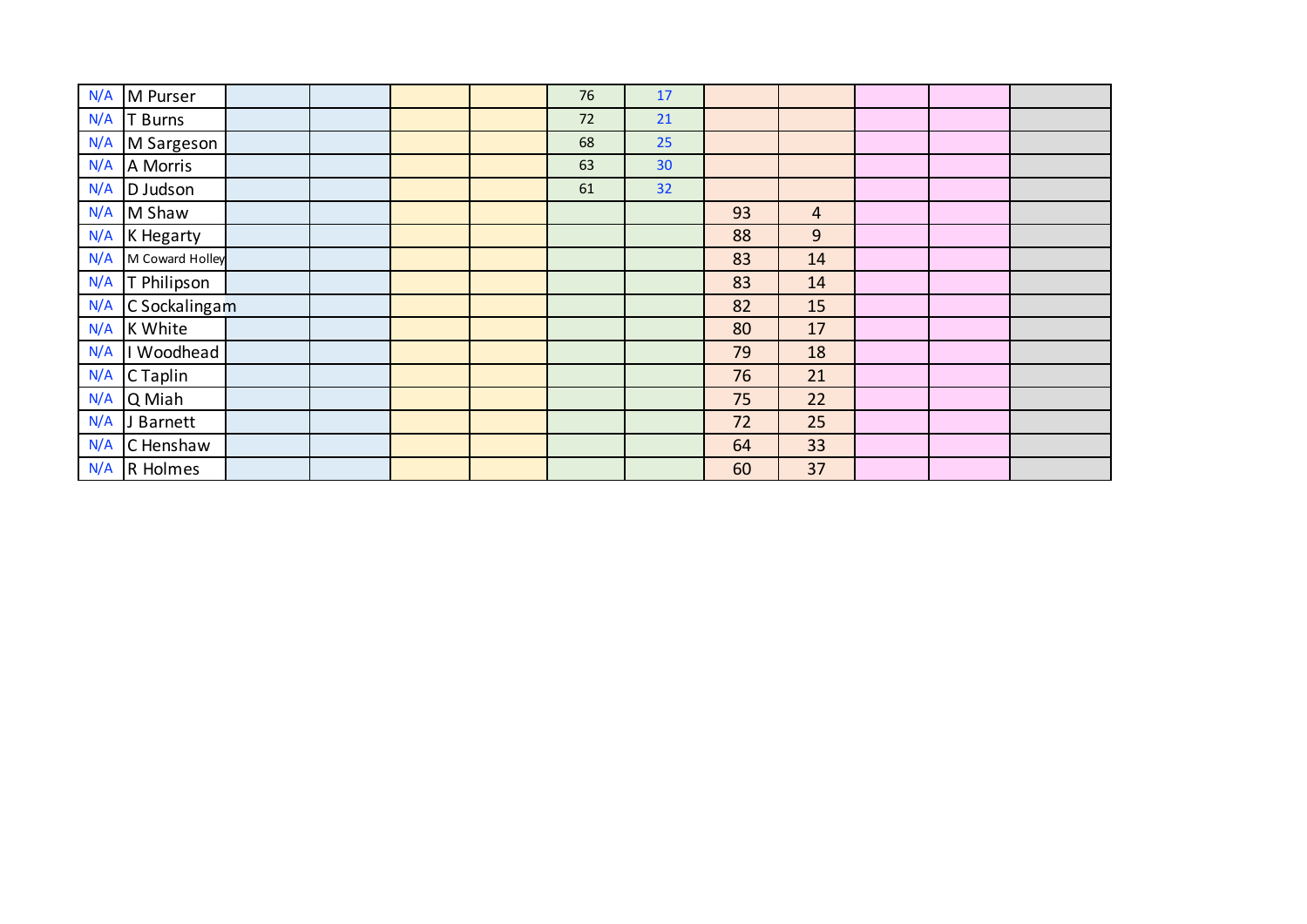| | | | | | | | | | | | | |
|---|---|---|---|---|---|---|---|---|---|---|---|---|
| N/A | M Purser | | | | | 76 | 17 | | | | | |
| N/A | T Burns | | | | | 72 | 21 | | | | | |
| N/A | M Sargeson | | | | | 68 | 25 | | | | | |
| N/A | A Morris | | | | | 63 | 30 | | | | | |
| N/A | D Judson | | | | | 61 | 32 | | | | | |
| N/A | M Shaw | | | | | | | 93 | 4 | | | |
| N/A | K Hegarty | | | | | | | 88 | 9 | | | |
| N/A | M Coward Holley | | | | | | | 83 | 14 | | | |
| N/A | T Philipson | | | | | | | 83 | 14 | | | |
| N/A | C Sockalingam | | | | | | | 82 | 15 | | | |
| N/A | K White | | | | | | | 80 | 17 | | | |
| N/A | I Woodhead | | | | | | | 79 | 18 | | | |
| N/A | C Taplin | | | | | | | 76 | 21 | | | |
| N/A | Q Miah | | | | | | | 75 | 22 | | | |
| N/A | J Barnett | | | | | | | 72 | 25 | | | |
| N/A | C Henshaw | | | | | | | 64 | 33 | | | |
| N/A | R Holmes | | | | | | | 60 | 37 | | | |